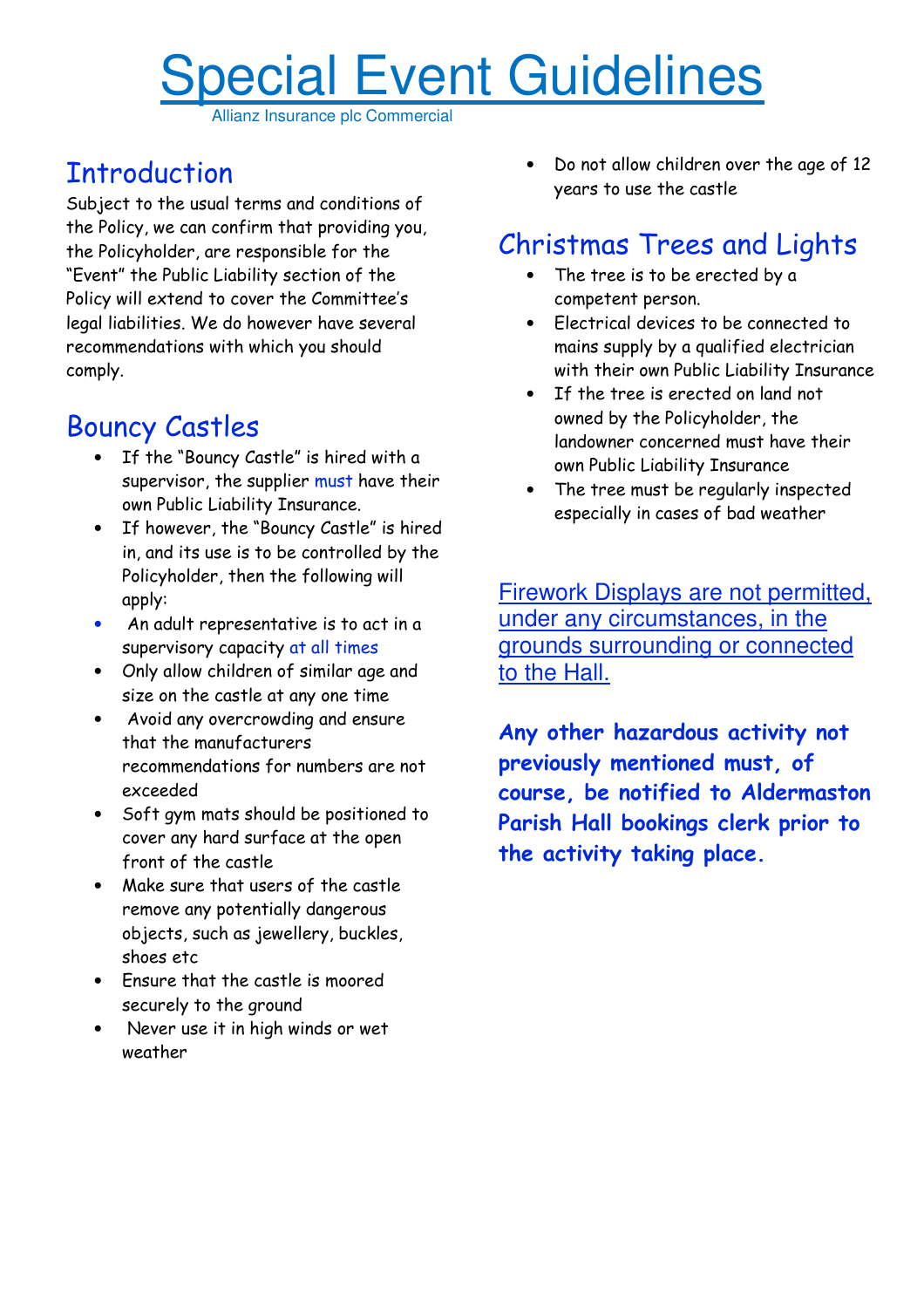# Special Event Guidelines

Allianz Insurance plc Commercial

## Introduction

Subject to the usual terms and conditions of the Policy, we can confirm that providing you, the Policyholder, are responsible for the "Event" the Public Liability section of the Policy will extend to cover the Committee's legal liabilities. We do however have several recommendations with which you should comply.

## Bouncy Castles

- If the "Bouncy Castle" is hired with a supervisor, the supplier must have their own Public Liability Insurance.
- If however, the "Bouncy Castle" is hired in, and its use is to be controlled by the Policyholder, then the following will apply:
- An adult representative is to act in a supervisory capacity at all times
- Only allow children of similar age and size on the castle at any one time
- Avoid any overcrowding and ensure that the manufacturers recommendations for numbers are not exceeded
- Soft gym mats should be positioned to cover any hard surface at the open front of the castle
- Make sure that users of the castle remove any potentially dangerous objects, such as jewellery, buckles, shoes etc
- Ensure that the castle is moored securely to the ground
- Never use it in high winds or wet weather
- Do not allow children over the age of 12 years to use the castle

## Christmas Trees and Lights

- The tree is to be erected by a competent person.
- Electrical devices to be connected to mains supply by a qualified electrician with their own Public Liability Insurance
- If the tree is erected on land not owned by the Policyholder, the landowner concerned must have their own Public Liability Insurance
- The tree must be regularly inspected especially in cases of bad weather

Firework Displays are not permitted, under any circumstances, in the grounds surrounding or connected to the Hall.

**Any other hazardous activity not previously mentioned must, of course, be notified to Aldermaston Parish Hall bookings clerk prior to the activity taking place.**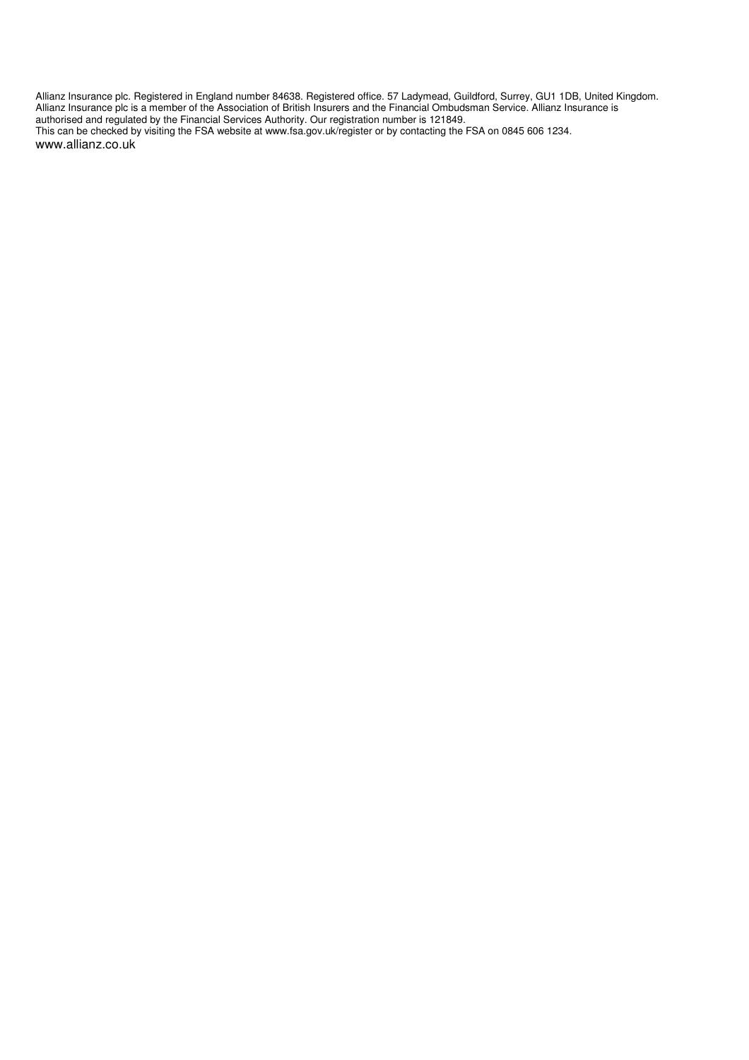Allianz Insurance plc. Registered in England number 84638. Registered office. 57 Ladymead, Guildford, Surrey, GU1 1DB, United Kingdom.
Allianz Insurance plc is a member of the Association of British Insurers and the Financial Ombudsman Service. Allianz Insurance is authorised and regulated by the Financial Services Authority. Our registration number is 121849.
This can be checked by visiting the FSA website at www.fsa.gov.uk/register or by contacting the FSA on 0845 606 1234.

www.allianz.co.uk